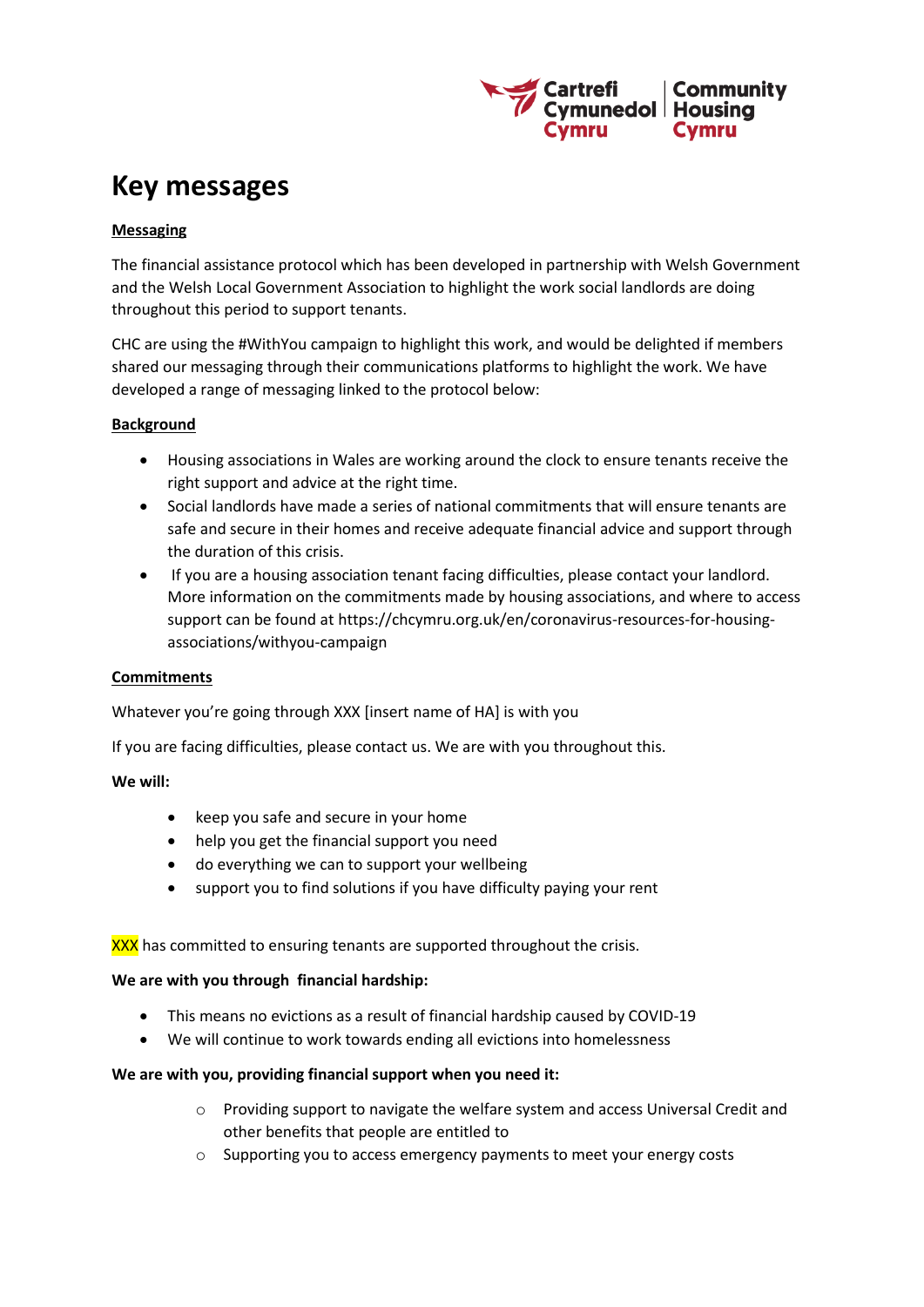# Key messages

**Messaging**

The financial assistance protocol which has been developed in partnership with Welsh Government and the Welsh Local Government Association to highlight the work social landlords are doing throughout this period to support tenants.

CHC are using the #WithYou campaign to highlight this work, and would be delighted if members shared our messaging through their communications platforms to highlight the work. We have developed a range of messaging linked to the protocol below:

**Background**

- Housing associations in Wales are working around the clock to ensure tenants receive the right support and advice at the right time.
- Social landlords have made a series of national commitments that will ensure tenants are safe and secure in their homes and receive adequate financial advice and support through the duration of this crisis.
- If you are a housing association tenant facing difficulties, please contact your landlord. More information on the commitments made by housing associations, and where to access support can be found at https://chcymru.org.uk/en/coronavirus-resources-for-housing-associations/withyou-campaign

**Commitments**

Whatever you're going through XXX [insert name of HA] is with you

If you are facing difficulties, please contact us. We are with you throughout this.

**We will:**

- keep you safe and secure in your home
- help you get the financial support you need
- do everything we can to support your wellbeing
- support you to find solutions if you have difficulty paying your rent

XXX has committed to ensuring tenants are supported throughout the crisis.

**We are with you through financial hardship:**

- This means no evictions as a result of financial hardship caused by COVID-19
- We will continue to work towards ending all evictions into homelessness

**We are with you, providing financial support when you need it:**

- Providing support to navigate the welfare system and access Universal Credit and other benefits that people are entitled to
- Supporting you to access emergency payments to meet your energy costs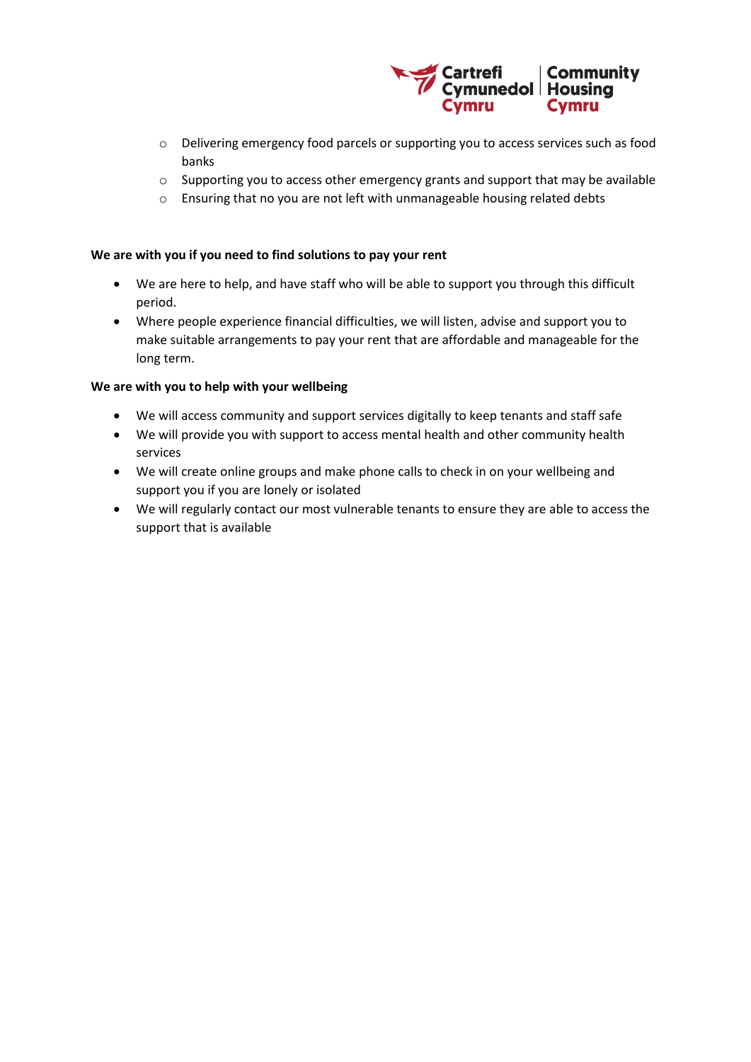- Delivering emergency food parcels or supporting you to access services such as food banks
    - Supporting you to access other emergency grants and support that may be available
    - Ensuring that no you are not left with unmanageable housing related debts

**We are with you if you need to find solutions to pay your rent**

- We are here to help, and have staff who will be able to support you through this difficult period.
- Where people experience financial difficulties, we will listen, advise and support you to make suitable arrangements to pay your rent that are affordable and manageable for the long term.

**We are with you to help with your wellbeing**

- We will access community and support services digitally to keep tenants and staff safe
- We will provide you with support to access mental health and other community health services
- We will create online groups and make phone calls to check in on your wellbeing and support you if you are lonely or isolated
- We will regularly contact our most vulnerable tenants to ensure they are able to access the support that is available